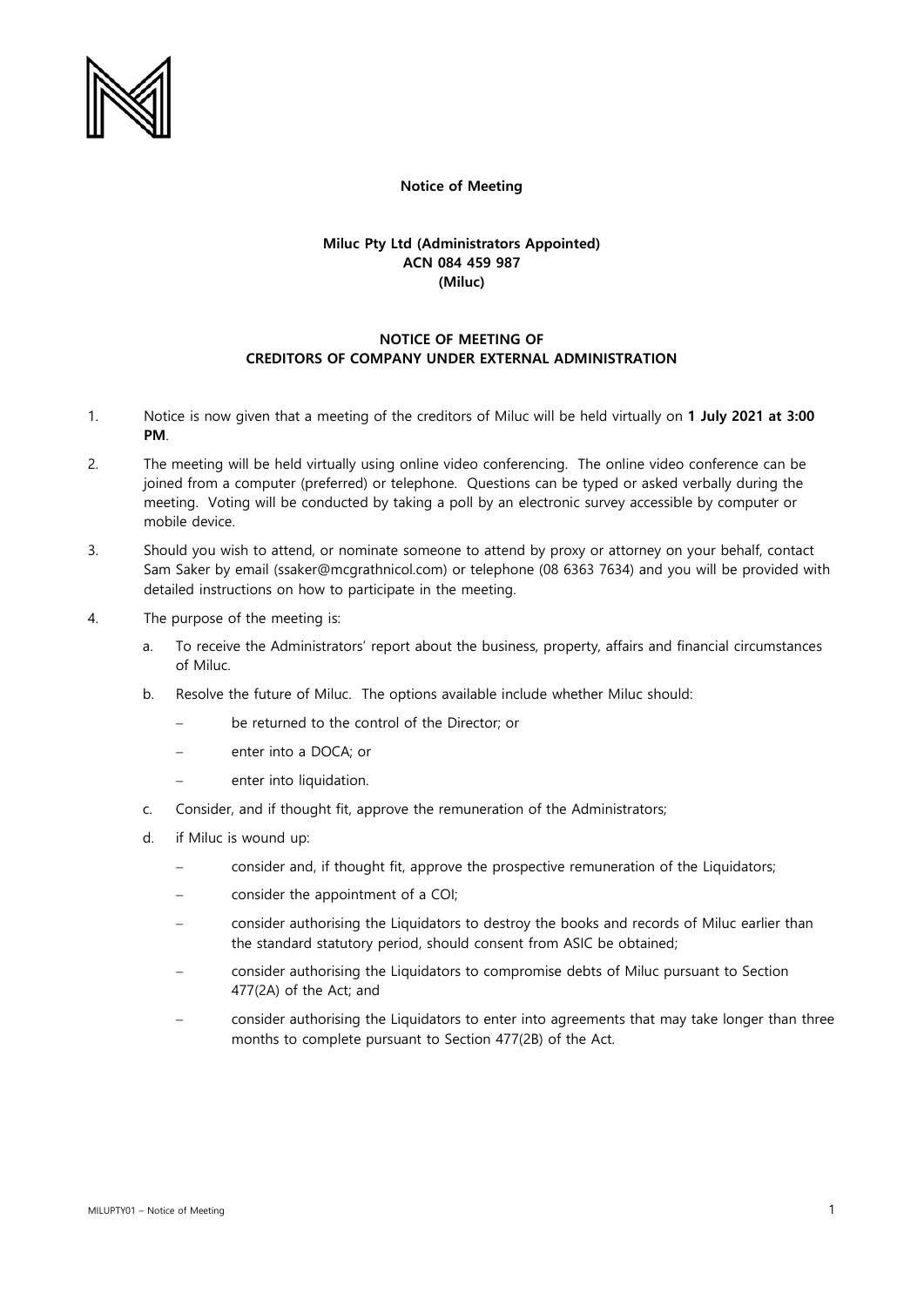**Notice of Meeting**

**Miluc Pty Ltd (Administrators Appointed)**
**ACN 084 459 987**
**(Miluc)**

**NOTICE OF MEETING OF**
**CREDITORS OF COMPANY UNDER EXTERNAL ADMINISTRATION**

1. Notice is now given that a meeting of the creditors of Miluc will be held virtually on **1 July 2021 at 3:00 PM**.

2. The meeting will be held virtually using online video conferencing. The online video conference can be joined from a computer (preferred) or telephone. Questions can be typed or asked verbally during the meeting. Voting will be conducted by taking a poll by an electronic survey accessible by computer or mobile device.

3. Should you wish to attend, or nominate someone to attend by proxy or attorney on your behalf, contact Sam Saker by email (ssaker@mcgrathnicol.com) or telephone (08 6363 7634) and you will be provided with detailed instructions on how to participate in the meeting.

4. The purpose of the meeting is:

   a. To receive the Administrators' report about the business, property, affairs and financial circumstances of Miluc.

   b. Resolve the future of Miluc. The options available include whether Miluc should:

      – be returned to the control of the Director; or

      – enter into a DOCA; or

      – enter into liquidation.

   c. Consider, and if thought fit, approve the remuneration of the Administrators;

   d. if Miluc is wound up:

      – consider and, if thought fit, approve the prospective remuneration of the Liquidators;

      – consider the appointment of a COI;

      – consider authorising the Liquidators to destroy the books and records of Miluc earlier than the standard statutory period, should consent from ASIC be obtained;

      – consider authorising the Liquidators to compromise debts of Miluc pursuant to Section 477(2A) of the Act; and

      – consider authorising the Liquidators to enter into agreements that may take longer than three months to complete pursuant to Section 477(2B) of the Act.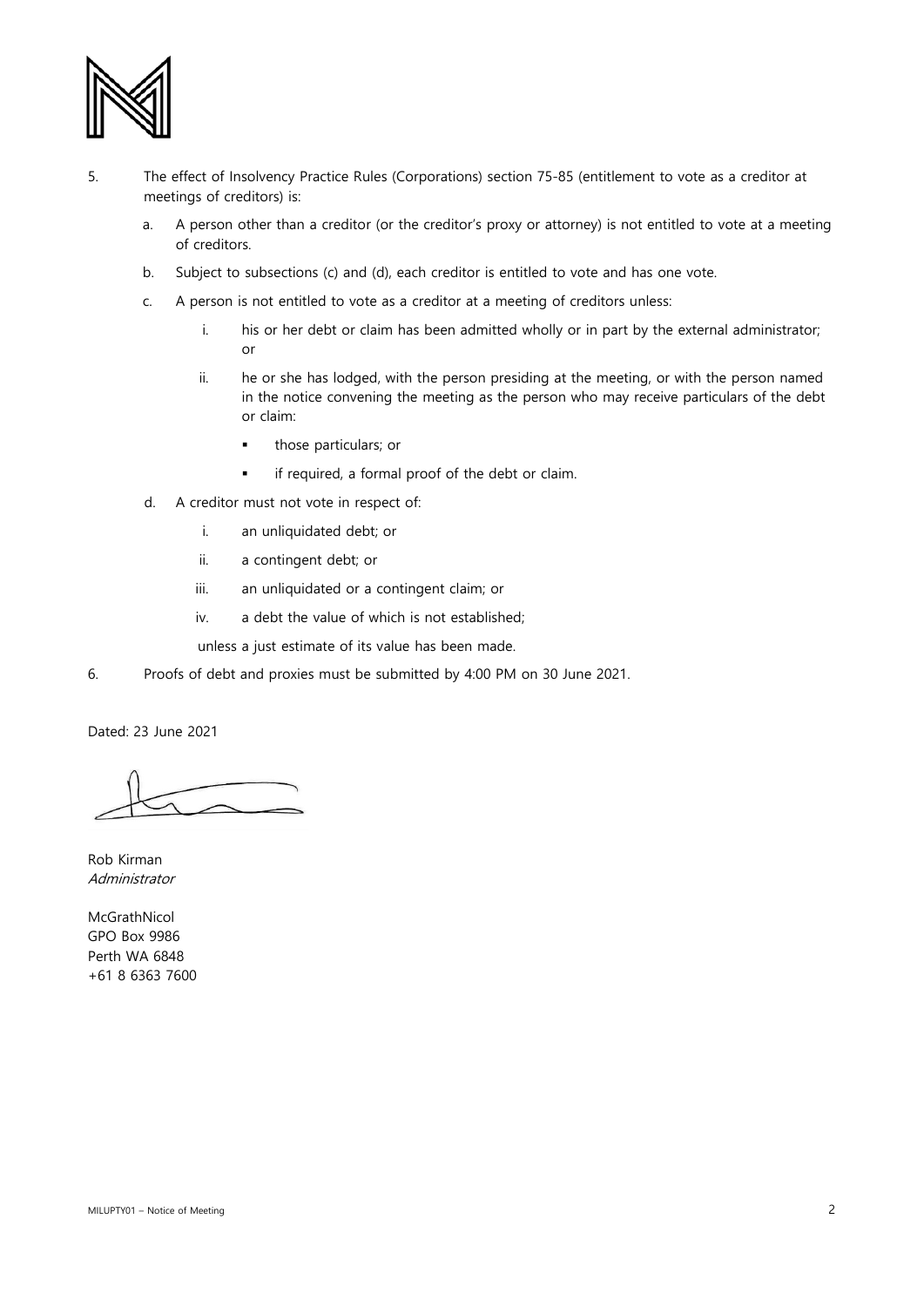5. The effect of Insolvency Practice Rules (Corporations) section 75-85 (entitlement to vote as a creditor at meetings of creditors) is:

   a. A person other than a creditor (or the creditor's proxy or attorney) is not entitled to vote at a meeting of creditors.

   b. Subject to subsections (c) and (d), each creditor is entitled to vote and has one vote.

   c. A person is not entitled to vote as a creditor at a meeting of creditors unless:

      i. his or her debt or claim has been admitted wholly or in part by the external administrator; or

      ii. he or she has lodged, with the person presiding at the meeting, or with the person named in the notice convening the meeting as the person who may receive particulars of the debt or claim:

         - those particulars; or
         - if required, a formal proof of the debt or claim.

   d. A creditor must not vote in respect of:

      i. an unliquidated debt; or

      ii. a contingent debt; or

      iii. an unliquidated or a contingent claim; or

      iv. a debt the value of which is not established;

      unless a just estimate of its value has been made.

6. Proofs of debt and proxies must be submitted by 4:00 PM on 30 June 2021.

Dated: 23 June 2021

Rob Kirman
*Administrator*

McGrathNicol
GPO Box 9986
Perth WA 6848
+61 8 6363 7600

MILUPTY01 – Notice of Meeting